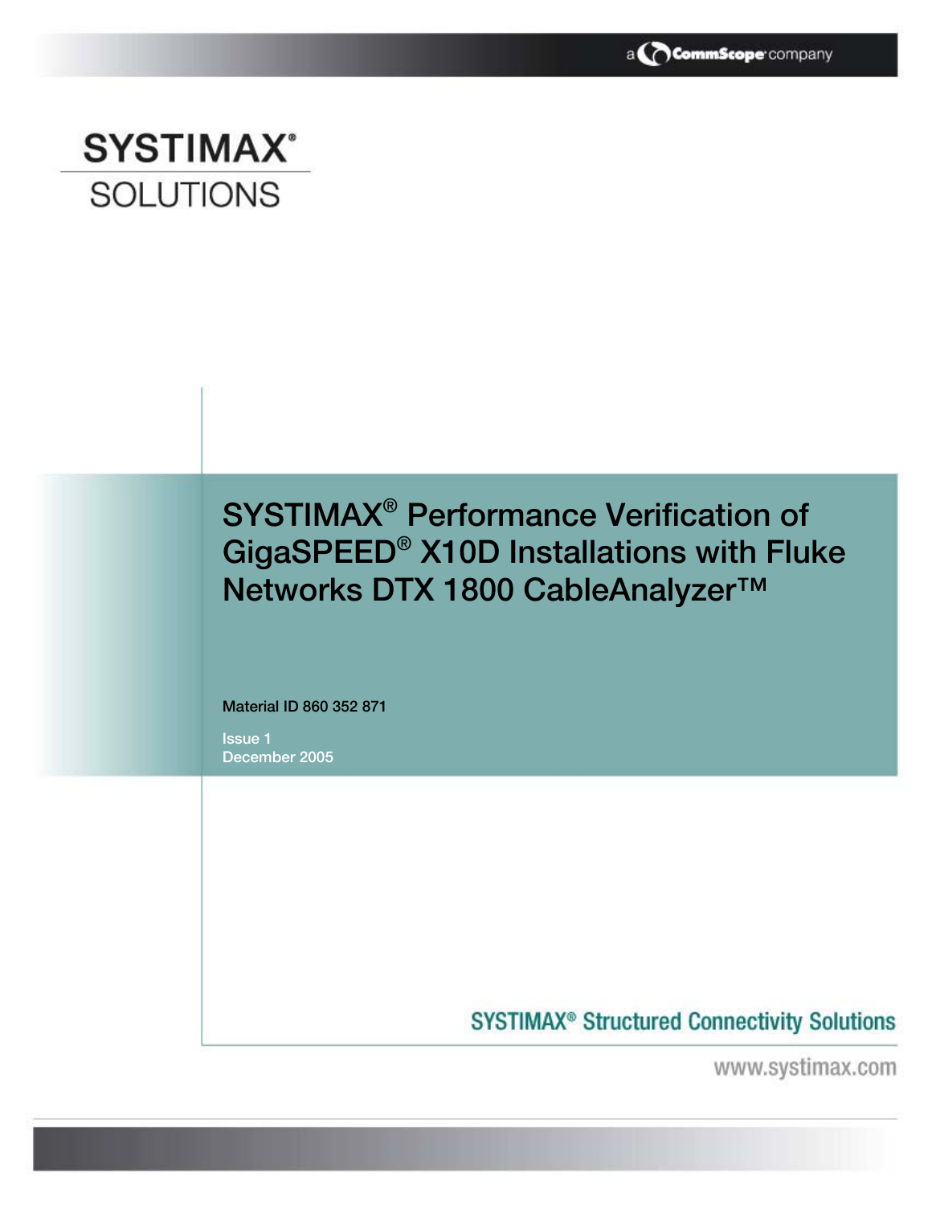a CommScope company

# SYSTIMAX® SOLUTIONS

## SYSTIMAX® Performance Verification of GigaSPEED® X10D Installations with Fluke Networks DTX 1800 CableAnalyzer™

Material ID 860 352 871

Issue 1
December 2005

SYSTIMAX® Structured Connectivity Solutions

www.systimax.com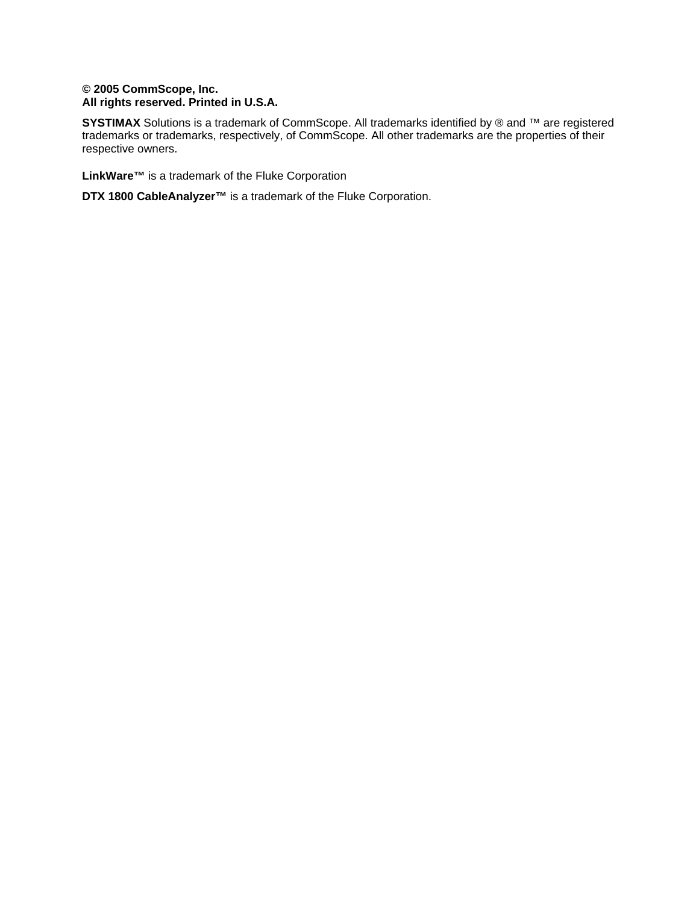**© 2005 CommScope, Inc.**
**All rights reserved. Printed in U.S.A.**

**SYSTIMAX** Solutions is a trademark of CommScope. All trademarks identified by ® and ™ are registered trademarks or trademarks, respectively, of CommScope. All other trademarks are the properties of their respective owners.

**LinkWare™** is a trademark of the Fluke Corporation

**DTX 1800 CableAnalyzer™** is a trademark of the Fluke Corporation.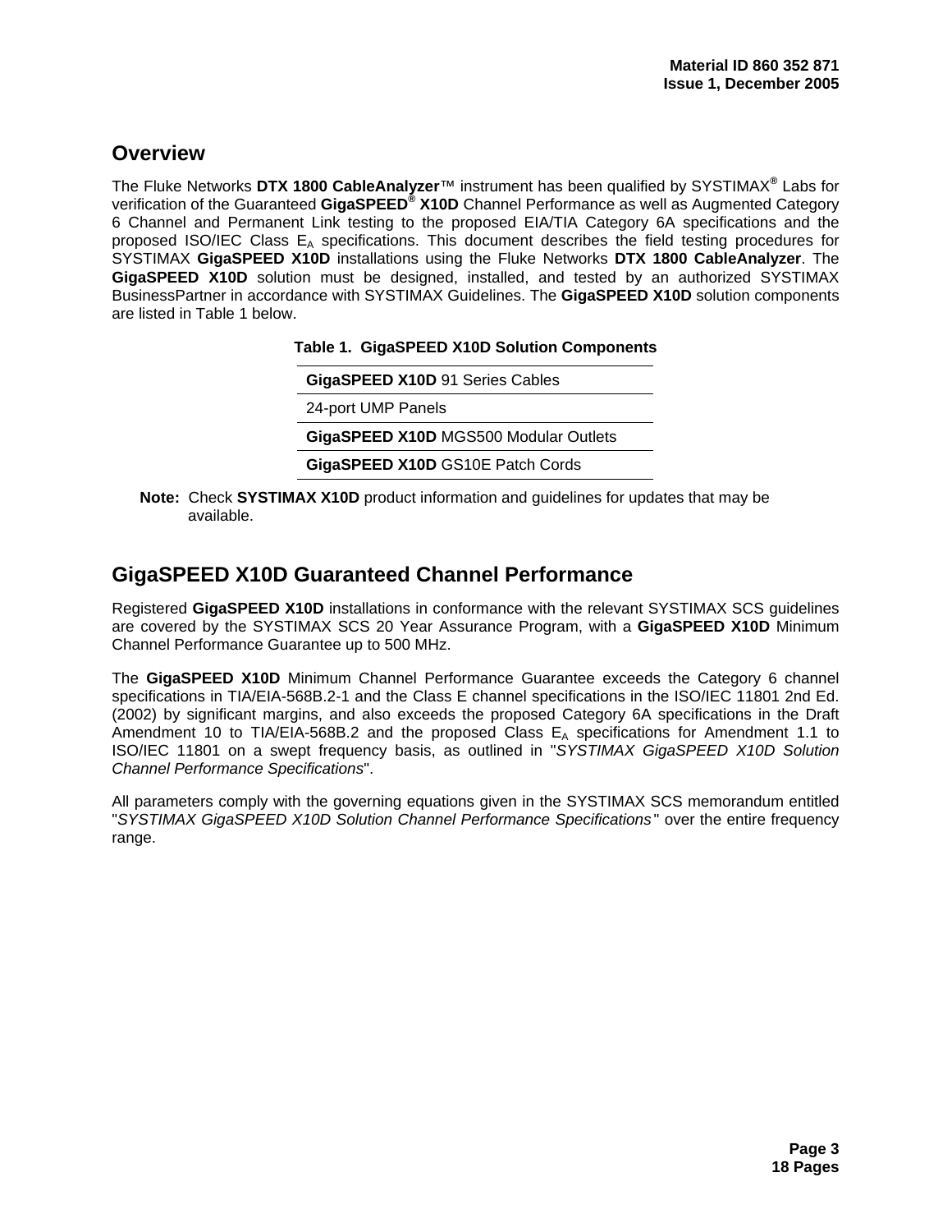## Overview

The Fluke Networks **DTX 1800 CableAnalyzer**™ instrument has been qualified by SYSTIMAX® Labs for verification of the Guaranteed **GigaSPEED® X10D** Channel Performance as well as Augmented Category 6 Channel and Permanent Link testing to the proposed EIA/TIA Category 6A specifications and the proposed ISO/IEC Class $E_A$ specifications. This document describes the field testing procedures for SYSTIMAX **GigaSPEED X10D** installations using the Fluke Networks **DTX 1800 CableAnalyzer**. The **GigaSPEED X10D** solution must be designed, installed, and tested by an authorized SYSTIMAX BusinessPartner in accordance with SYSTIMAX Guidelines. The **GigaSPEED X10D** solution components are listed in Table 1 below.

**Table 1. GigaSPEED X10D Solution Components**

| |
|---|
| **GigaSPEED X10D** 91 Series Cables |
| 24-port UMP Panels |
| **GigaSPEED X10D** MGS500 Modular Outlets |
| **GigaSPEED X10D** GS10E Patch Cords |

**Note:** Check **SYSTIMAX X10D** product information and guidelines for updates that may be available.

## GigaSPEED X10D Guaranteed Channel Performance

Registered **GigaSPEED X10D** installations in conformance with the relevant SYSTIMAX SCS guidelines are covered by the SYSTIMAX SCS 20 Year Assurance Program, with a **GigaSPEED X10D** Minimum Channel Performance Guarantee up to 500 MHz.

The **GigaSPEED X10D** Minimum Channel Performance Guarantee exceeds the Category 6 channel specifications in TIA/EIA-568B.2-1 and the Class E channel specifications in the ISO/IEC 11801 2nd Ed. (2002) by significant margins, and also exceeds the proposed Category 6A specifications in the Draft Amendment 10 to TIA/EIA-568B.2 and the proposed Class $E_A$ specifications for Amendment 1.1 to ISO/IEC 11801 on a swept frequency basis, as outlined in "*SYSTIMAX GigaSPEED X10D Solution Channel Performance Specifications*".

All parameters comply with the governing equations given in the SYSTIMAX SCS memorandum entitled "*SYSTIMAX GigaSPEED X10D Solution Channel Performance Specifications*" over the entire frequency range.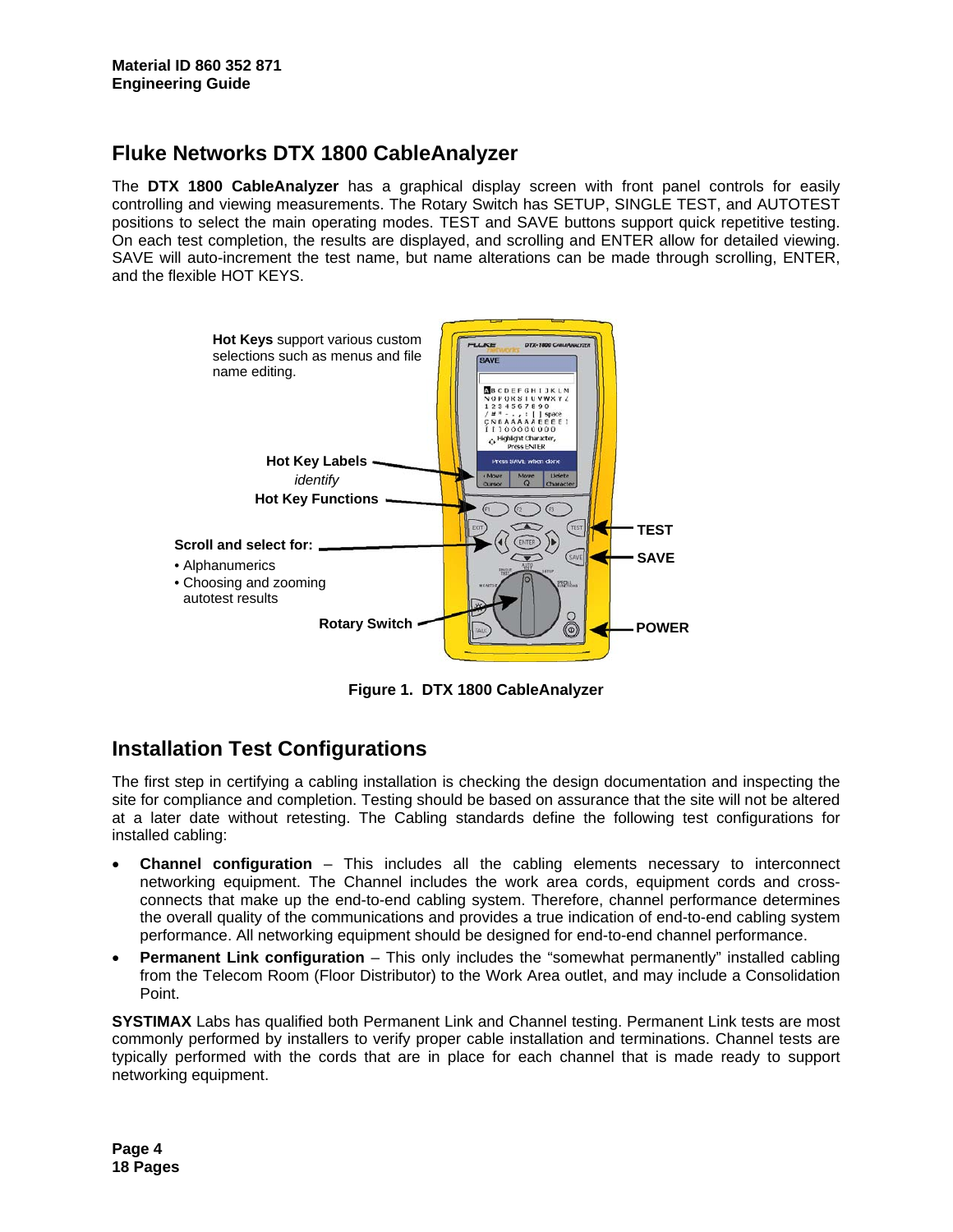## Fluke Networks DTX 1800 CableAnalyzer

The **DTX 1800 CableAnalyzer** has a graphical display screen with front panel controls for easily controlling and viewing measurements. The Rotary Switch has SETUP, SINGLE TEST, and AUTOTEST positions to select the main operating modes. TEST and SAVE buttons support quick repetitive testing. On each test completion, the results are displayed, and scrolling and ENTER allow for detailed viewing. SAVE will auto-increment the test name, but name alterations can be made through scrolling, ENTER, and the flexible HOT KEYS.

**Hot Keys** support various custom selections such as menus and file name editing.

**Hot Key Labels**
*identify*
**Hot Key Functions**

**Scroll and select for:**
- Alphanumerics
- Choosing and zooming autotest results

**Rotary Switch**

**TEST**

**SAVE**

**POWER**

**Figure 1. DTX 1800 CableAnalyzer**

## Installation Test Configurations

The first step in certifying a cabling installation is checking the design documentation and inspecting the site for compliance and completion. Testing should be based on assurance that the site will not be altered at a later date without retesting. The Cabling standards define the following test configurations for installed cabling:

- **Channel configuration** – This includes all the cabling elements necessary to interconnect networking equipment. The Channel includes the work area cords, equipment cords and cross-connects that make up the end-to-end cabling system. Therefore, channel performance determines the overall quality of the communications and provides a true indication of end-to-end cabling system performance. All networking equipment should be designed for end-to-end channel performance.
- **Permanent Link configuration** – This only includes the “somewhat permanently” installed cabling from the Telecom Room (Floor Distributor) to the Work Area outlet, and may include a Consolidation Point.

**SYSTIMAX** Labs has qualified both Permanent Link and Channel testing. Permanent Link tests are most commonly performed by installers to verify proper cable installation and terminations. Channel tests are typically performed with the cords that are in place for each channel that is made ready to support networking equipment.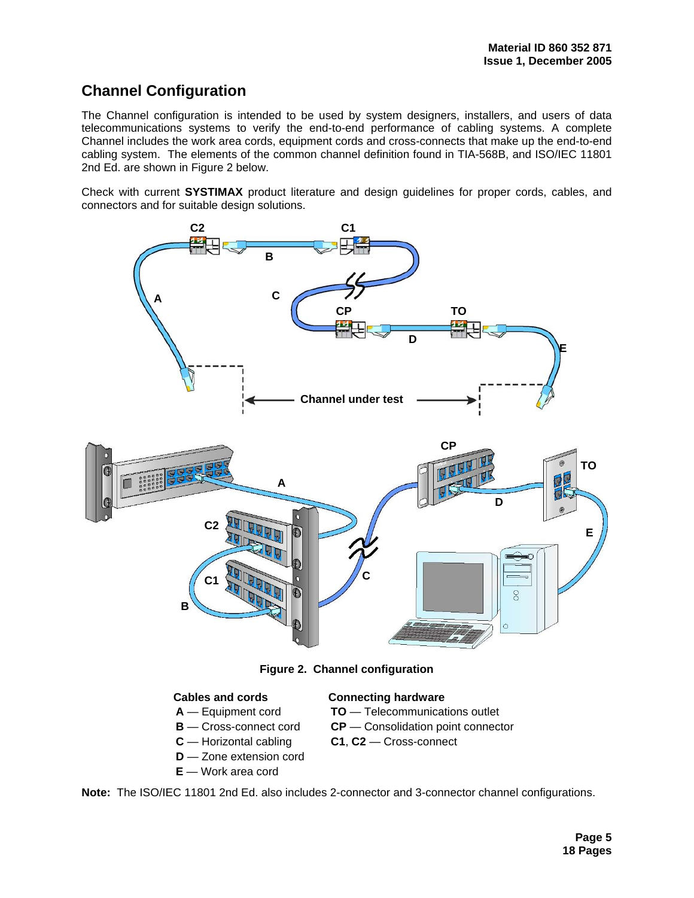## Channel Configuration

The Channel configuration is intended to be used by system designers, installers, and users of data telecommunications systems to verify the end-to-end performance of cabling systems. A complete Channel includes the work area cords, equipment cords and cross-connects that make up the end-to-end cabling system. The elements of the common channel definition found in TIA-568B, and ISO/IEC 11801 2nd Ed. are shown in Figure 2 below.

Check with current **SYSTIMAX** product literature and design guidelines for proper cords, cables, and connectors and for suitable design solutions.

C2
C1
B
A
C
CP
TO
D
E
Channel under test

CP
TO
A
D
C2
E
C1
C
B

**Figure 2. Channel configuration**

| Cables and cords | Connecting hardware |
|---|---|
| **A** — Equipment cord | **TO** — Telecommunications outlet |
| **B** — Cross-connect cord | **CP** — Consolidation point connector |
| **C** — Horizontal cabling | **C1**, **C2** — Cross-connect |
| **D** — Zone extension cord | |
| **E** — Work area cord | |

**Note:** The ISO/IEC 11801 2nd Ed. also includes 2-connector and 3-connector channel configurations.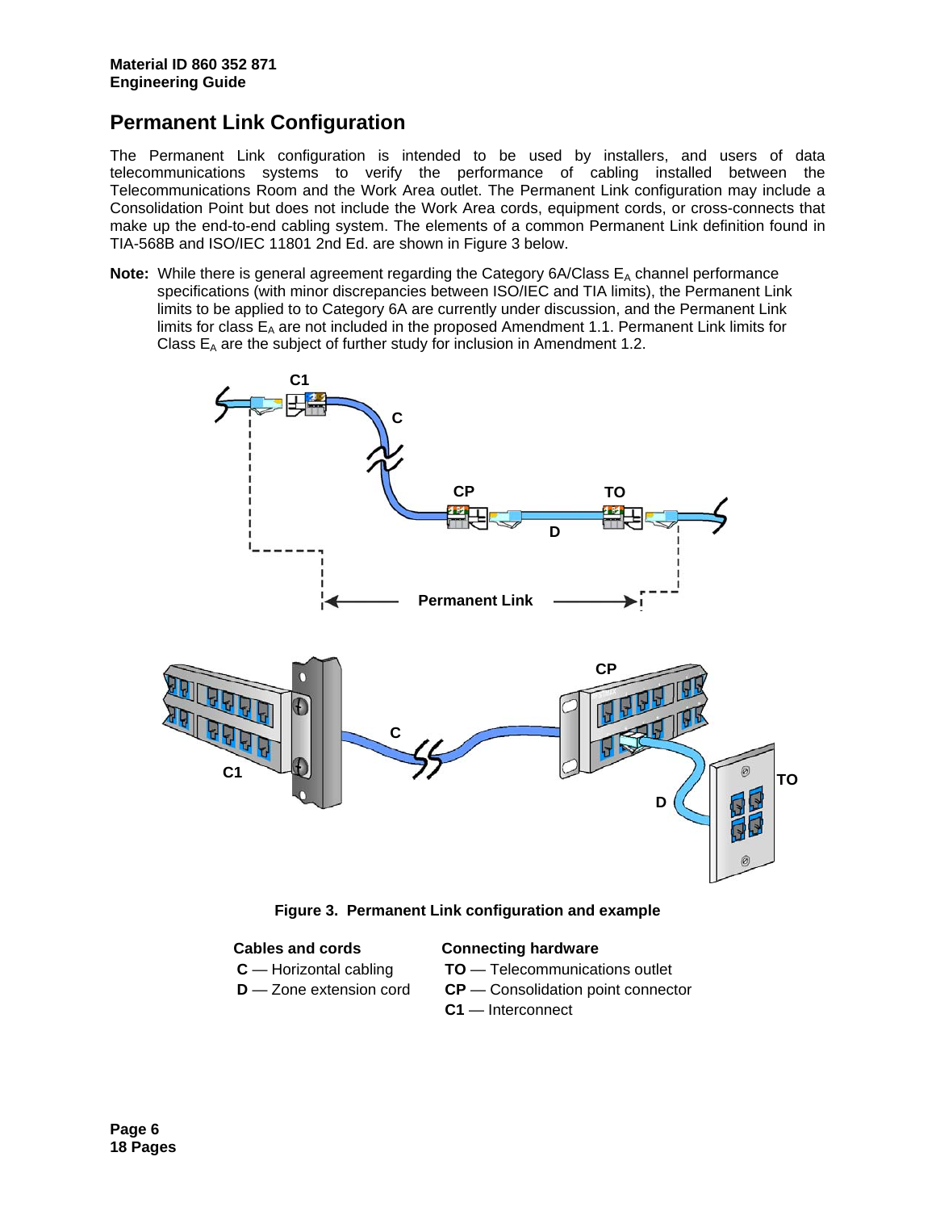## Permanent Link Configuration

The Permanent Link configuration is intended to be used by installers, and users of data telecommunications systems to verify the performance of cabling installed between the Telecommunications Room and the Work Area outlet. The Permanent Link configuration may include a Consolidation Point but does not include the Work Area cords, equipment cords, or cross-connects that make up the end-to-end cabling system. The elements of a common Permanent Link definition found in TIA-568B and ISO/IEC 11801 2nd Ed. are shown in Figure 3 below.

**Note:** While there is general agreement regarding the Category 6A/Class $E_A$ channel performance specifications (with minor discrepancies between ISO/IEC and TIA limits), the Permanent Link limits to be applied to to Category 6A are currently under discussion, and the Permanent Link limits for class $E_A$ are not included in the proposed Amendment 1.1. Permanent Link limits for Class $E_A$ are the subject of further study for inclusion in Amendment 1.2.

C1

C

CP

TO

D

Permanent Link

CP

C

C1

D

TO

**Figure 3. Permanent Link configuration and example**

| Cables and cords | Connecting hardware |
|---|---|
| **C** — Horizontal cabling | **TO** — Telecommunications outlet |
| **D** — Zone extension cord | **CP** — Consolidation point connector |
| | **C1** — Interconnect |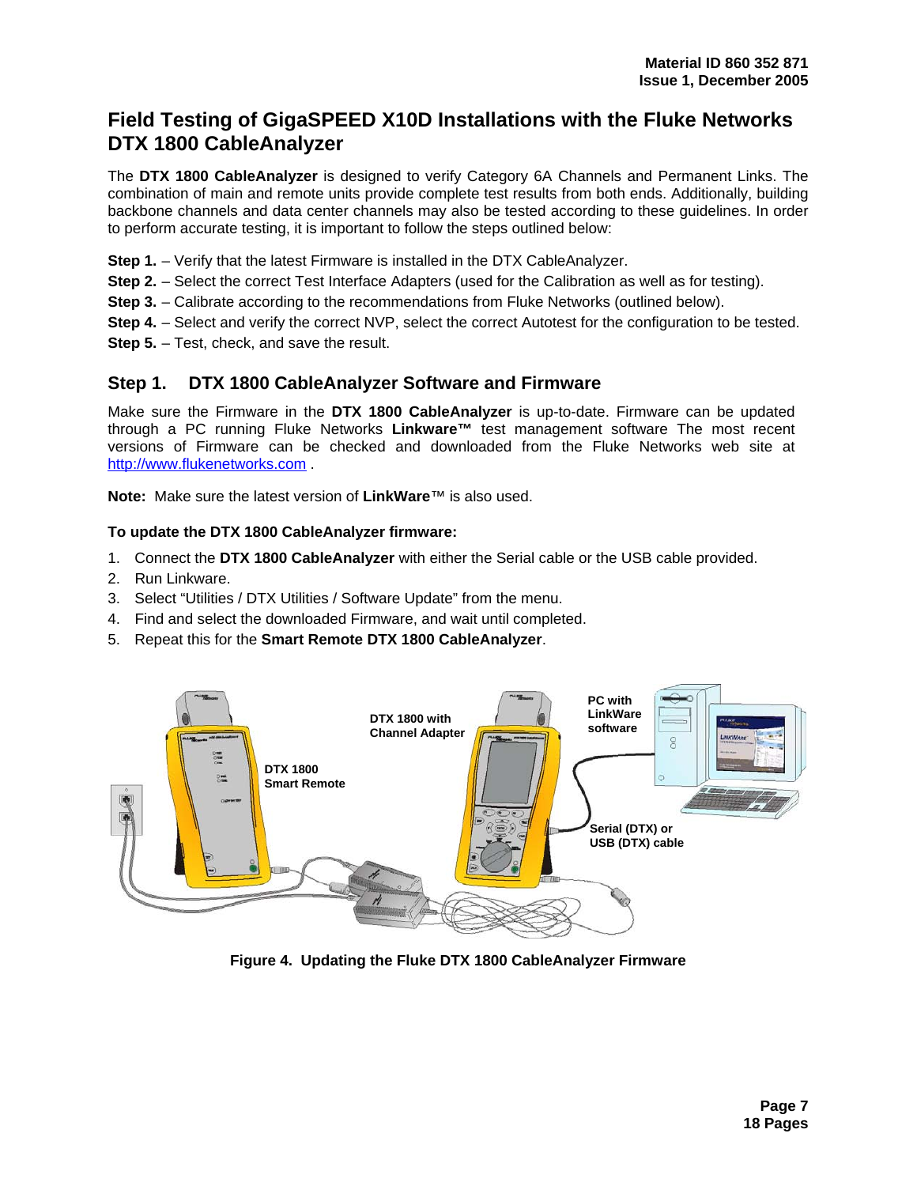# Field Testing of GigaSPEED X10D Installations with the Fluke Networks DTX 1800 CableAnalyzer

The **DTX 1800 CableAnalyzer** is designed to verify Category 6A Channels and Permanent Links. The combination of main and remote units provide complete test results from both ends. Additionally, building backbone channels and data center channels may also be tested according to these guidelines. In order to perform accurate testing, it is important to follow the steps outlined below:

**Step 1.** – Verify that the latest Firmware is installed in the DTX CableAnalyzer.

**Step 2.** – Select the correct Test Interface Adapters (used for the Calibration as well as for testing).

**Step 3.** – Calibrate according to the recommendations from Fluke Networks (outlined below).

**Step 4.** – Select and verify the correct NVP, select the correct Autotest for the configuration to be tested.

**Step 5.** – Test, check, and save the result.

## Step 1. DTX 1800 CableAnalyzer Software and Firmware

Make sure the Firmware in the **DTX 1800 CableAnalyzer** is up-to-date. Firmware can be updated through a PC running Fluke Networks **Linkware™** test management software The most recent versions of Firmware can be checked and downloaded from the Fluke Networks web site at http://www.flukenetworks.com .

**Note:** Make sure the latest version of **LinkWare**™ is also used.

**To update the DTX 1800 CableAnalyzer firmware:**

1. Connect the **DTX 1800 CableAnalyzer** with either the Serial cable or the USB cable provided.
2. Run Linkware.
3. Select "Utilities / DTX Utilities / Software Update" from the menu.
4. Find and select the downloaded Firmware, and wait until completed.
5. Repeat this for the **Smart Remote DTX 1800 CableAnalyzer**.

DTX 1800 with Channel Adapter

PC with LinkWare software

DTX 1800 Smart Remote

Serial (DTX) or USB (DTX) cable

**Figure 4. Updating the Fluke DTX 1800 CableAnalyzer Firmware**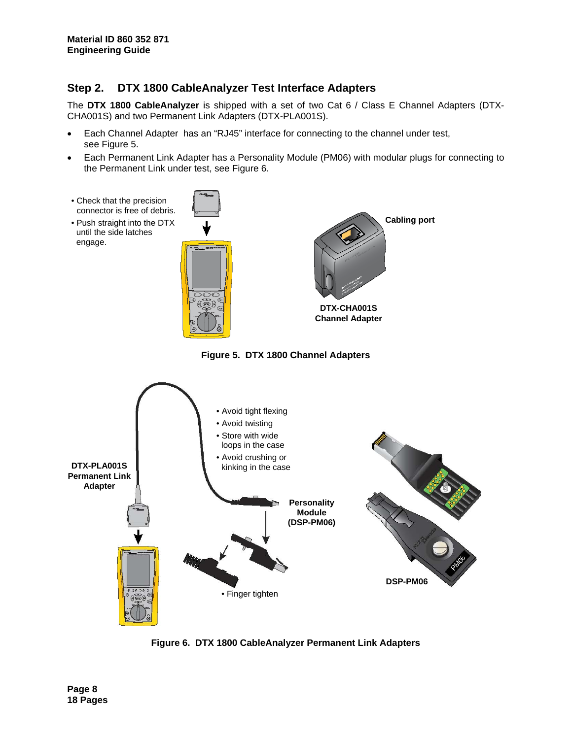## Step 2. DTX 1800 CableAnalyzer Test Interface Adapters

The **DTX 1800 CableAnalyzer** is shipped with a set of two Cat 6 / Class E Channel Adapters (DTX-CHA001S) and two Permanent Link Adapters (DTX-PLA001S).

- Each Channel Adapter has an "RJ45" interface for connecting to the channel under test, see Figure 5.
- Each Permanent Link Adapter has a Personality Module (PM06) with modular plugs for connecting to the Permanent Link under test, see Figure 6.

• Check that the precision connector is free of debris.

• Push straight into the DTX until the side latches engage.

Cabling port

DTX-CHA001S
Channel Adapter

**Figure 5. DTX 1800 Channel Adapters**

• Avoid tight flexing

• Avoid twisting

• Store with wide loops in the case

• Avoid crushing or kinking in the case

DTX-PLA001S
Permanent Link Adapter

Personality Module (DSP-PM06)

DSP-PM06

• Finger tighten

**Figure 6. DTX 1800 CableAnalyzer Permanent Link Adapters**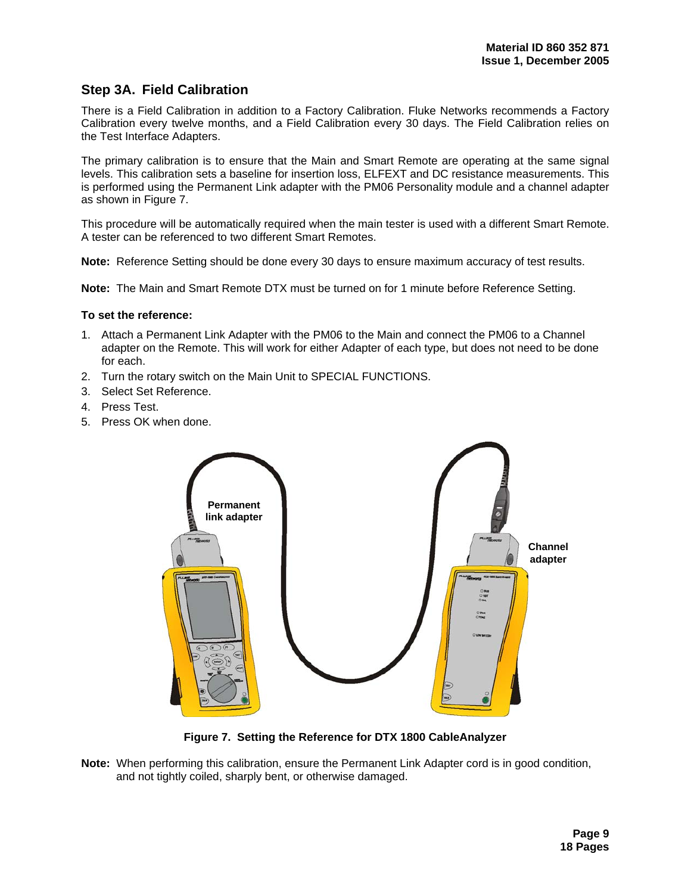## Step 3A. Field Calibration

There is a Field Calibration in addition to a Factory Calibration. Fluke Networks recommends a Factory Calibration every twelve months, and a Field Calibration every 30 days. The Field Calibration relies on the Test Interface Adapters.

The primary calibration is to ensure that the Main and Smart Remote are operating at the same signal levels. This calibration sets a baseline for insertion loss, ELFEXT and DC resistance measurements. This is performed using the Permanent Link adapter with the PM06 Personality module and a channel adapter as shown in Figure 7.

This procedure will be automatically required when the main tester is used with a different Smart Remote. A tester can be referenced to two different Smart Remotes.

**Note:** Reference Setting should be done every 30 days to ensure maximum accuracy of test results.

**Note:** The Main and Smart Remote DTX must be turned on for 1 minute before Reference Setting.

**To set the reference:**

1. Attach a Permanent Link Adapter with the PM06 to the Main and connect the PM06 to a Channel adapter on the Remote. This will work for either Adapter of each type, but does not need to be done for each.
2. Turn the rotary switch on the Main Unit to SPECIAL FUNCTIONS.
3. Select Set Reference.
4. Press Test.
5. Press OK when done.

Permanent link adapter

Channel adapter

**Figure 7. Setting the Reference for DTX 1800 CableAnalyzer**

**Note:** When performing this calibration, ensure the Permanent Link Adapter cord is in good condition, and not tightly coiled, sharply bent, or otherwise damaged.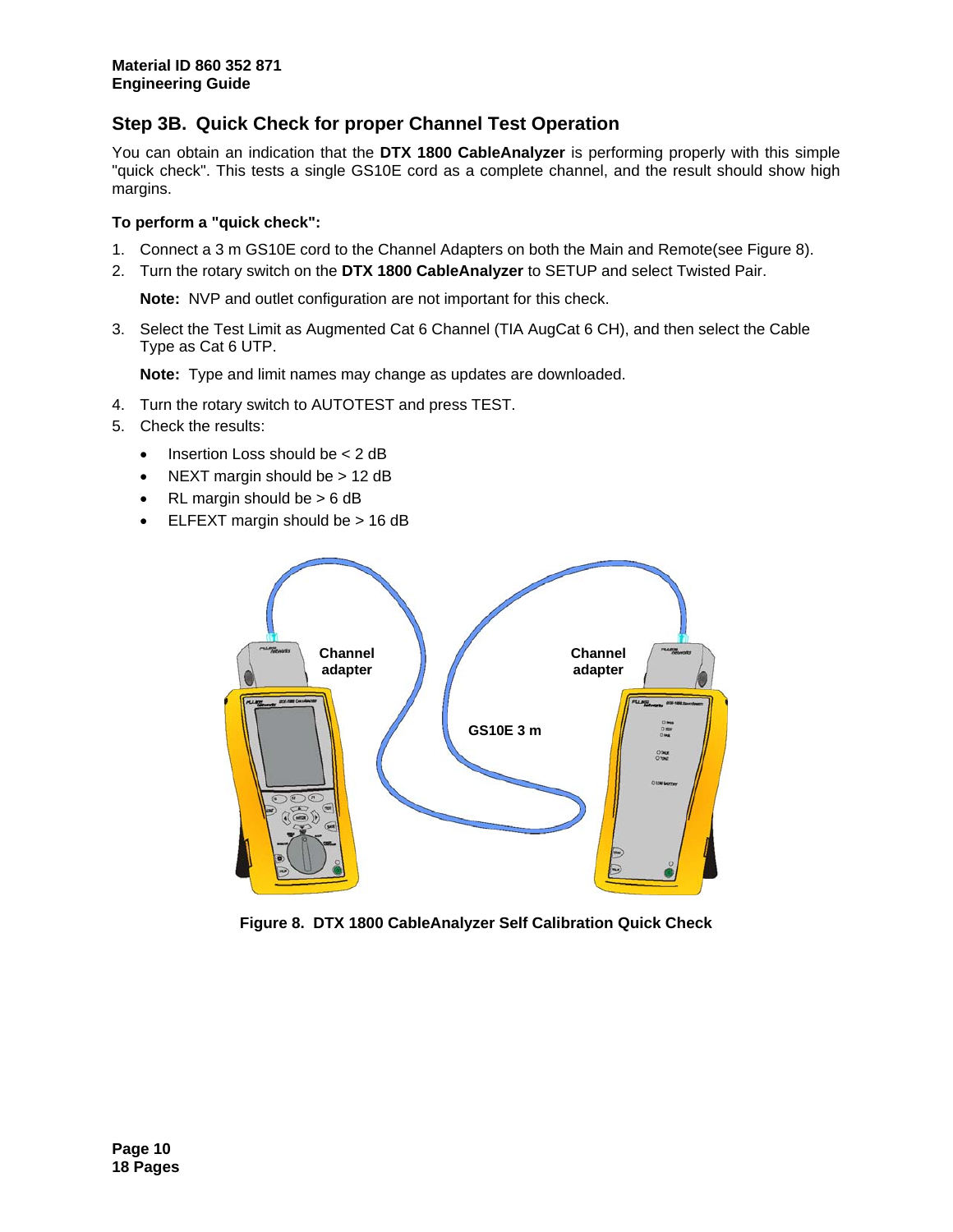## Step 3B. Quick Check for proper Channel Test Operation

You can obtain an indication that the **DTX 1800 CableAnalyzer** is performing properly with this simple "quick check". This tests a single GS10E cord as a complete channel, and the result should show high margins.

**To perform a "quick check":**

1. Connect a 3 m GS10E cord to the Channel Adapters on both the Main and Remote(see Figure 8).
2. Turn the rotary switch on the **DTX 1800 CableAnalyzer** to SETUP and select Twisted Pair.

   **Note:** NVP and outlet configuration are not important for this check.

3. Select the Test Limit as Augmented Cat 6 Channel (TIA AugCat 6 CH), and then select the Cable Type as Cat 6 UTP.

   **Note:** Type and limit names may change as updates are downloaded.

4. Turn the rotary switch to AUTOTEST and press TEST.
5. Check the results:
   - Insertion Loss should be < 2 dB
   - NEXT margin should be > 12 dB
   - RL margin should be > 6 dB
   - ELFEXT margin should be > 16 dB

Channel adapter

Channel adapter

GS10E 3 m

**Figure 8. DTX 1800 CableAnalyzer Self Calibration Quick Check**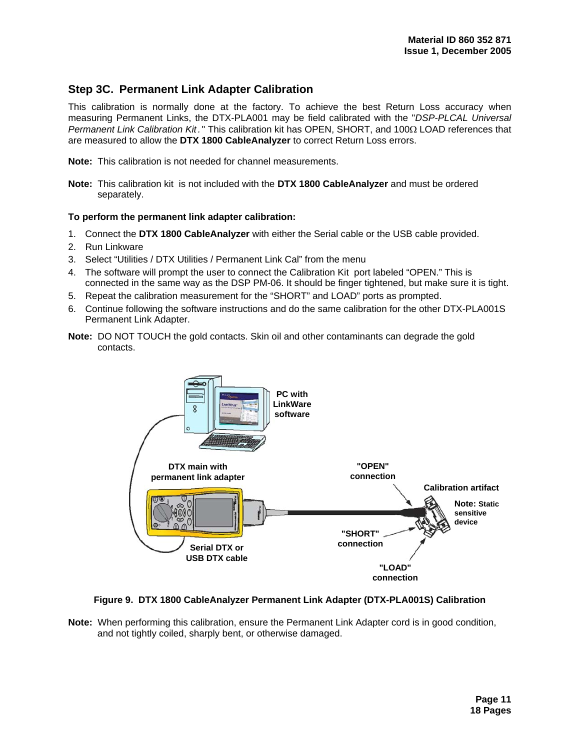## Step 3C. Permanent Link Adapter Calibration

This calibration is normally done at the factory. To achieve the best Return Loss accuracy when measuring Permanent Links, the DTX-PLA001 may be field calibrated with the "*DSP-PLCAL Universal Permanent Link Calibration Kit*." This calibration kit has OPEN, SHORT, and 100Ω LOAD references that are measured to allow the **DTX 1800 CableAnalyzer** to correct Return Loss errors.

**Note:** This calibration is not needed for channel measurements.

**Note:** This calibration kit is not included with the **DTX 1800 CableAnalyzer** and must be ordered separately.

**To perform the permanent link adapter calibration:**

1. Connect the **DTX 1800 CableAnalyzer** with either the Serial cable or the USB cable provided.
2. Run Linkware
3. Select "Utilities / DTX Utilities / Permanent Link Cal" from the menu
4. The software will prompt the user to connect the Calibration Kit port labeled "OPEN." This is connected in the same way as the DSP PM-06. It should be finger tightened, but make sure it is tight.
5. Repeat the calibration measurement for the "SHORT" and LOAD" ports as prompted.
6. Continue following the software instructions and do the same calibration for the other DTX-PLA001S Permanent Link Adapter.

**Note:** DO NOT TOUCH the gold contacts. Skin oil and other contaminants can degrade the gold contacts.

PC with LinkWare software

DTX main with permanent link adapter

"OPEN" connection

Calibration artifact

Note: Static sensitive device

"SHORT" connection

Serial DTX or USB DTX cable

"LOAD" connection

**Figure 9. DTX 1800 CableAnalyzer Permanent Link Adapter (DTX-PLA001S) Calibration**

**Note:** When performing this calibration, ensure the Permanent Link Adapter cord is in good condition, and not tightly coiled, sharply bent, or otherwise damaged.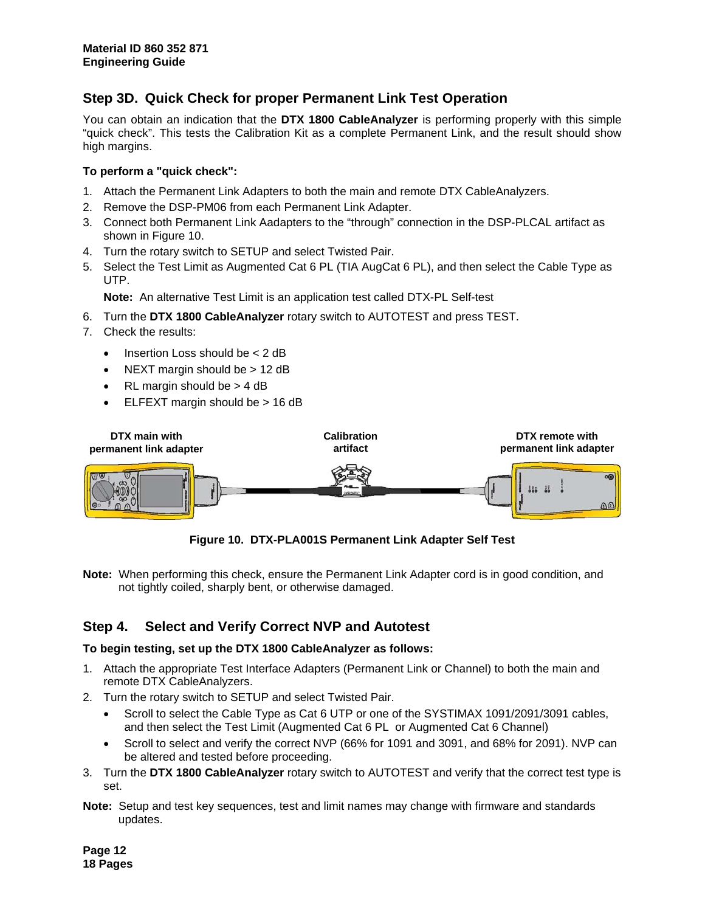## Step 3D. Quick Check for proper Permanent Link Test Operation

You can obtain an indication that the **DTX 1800 CableAnalyzer** is performing properly with this simple "quick check". This tests the Calibration Kit as a complete Permanent Link, and the result should show high margins.

**To perform a "quick check":**

1. Attach the Permanent Link Adapters to both the main and remote DTX CableAnalyzers.
2. Remove the DSP-PM06 from each Permanent Link Adapter.
3. Connect both Permanent Link Aadapters to the "through" connection in the DSP-PLCAL artifact as shown in Figure 10.
4. Turn the rotary switch to SETUP and select Twisted Pair.
5. Select the Test Limit as Augmented Cat 6 PL (TIA AugCat 6 PL), and then select the Cable Type as UTP.

   **Note:** An alternative Test Limit is an application test called DTX-PL Self-test
6. Turn the **DTX 1800 CableAnalyzer** rotary switch to AUTOTEST and press TEST.
7. Check the results:
   - Insertion Loss should be < 2 dB
   - NEXT margin should be > 12 dB
   - RL margin should be > 4 dB
   - ELFEXT margin should be > 16 dB

DTX main with permanent link adapter

Calibration artifact

DTX remote with permanent link adapter

**Figure 10. DTX-PLA001S Permanent Link Adapter Self Test**

**Note:** When performing this check, ensure the Permanent Link Adapter cord is in good condition, and not tightly coiled, sharply bent, or otherwise damaged.

## Step 4. Select and Verify Correct NVP and Autotest

**To begin testing, set up the DTX 1800 CableAnalyzer as follows:**

1. Attach the appropriate Test Interface Adapters (Permanent Link or Channel) to both the main and remote DTX CableAnalyzers.
2. Turn the rotary switch to SETUP and select Twisted Pair.
   - Scroll to select the Cable Type as Cat 6 UTP or one of the SYSTIMAX 1091/2091/3091 cables, and then select the Test Limit (Augmented Cat 6 PL or Augmented Cat 6 Channel)
   - Scroll to select and verify the correct NVP (66% for 1091 and 3091, and 68% for 2091). NVP can be altered and tested before proceeding.
3. Turn the **DTX 1800 CableAnalyzer** rotary switch to AUTOTEST and verify that the correct test type is set.

**Note:** Setup and test key sequences, test and limit names may change with firmware and standards updates.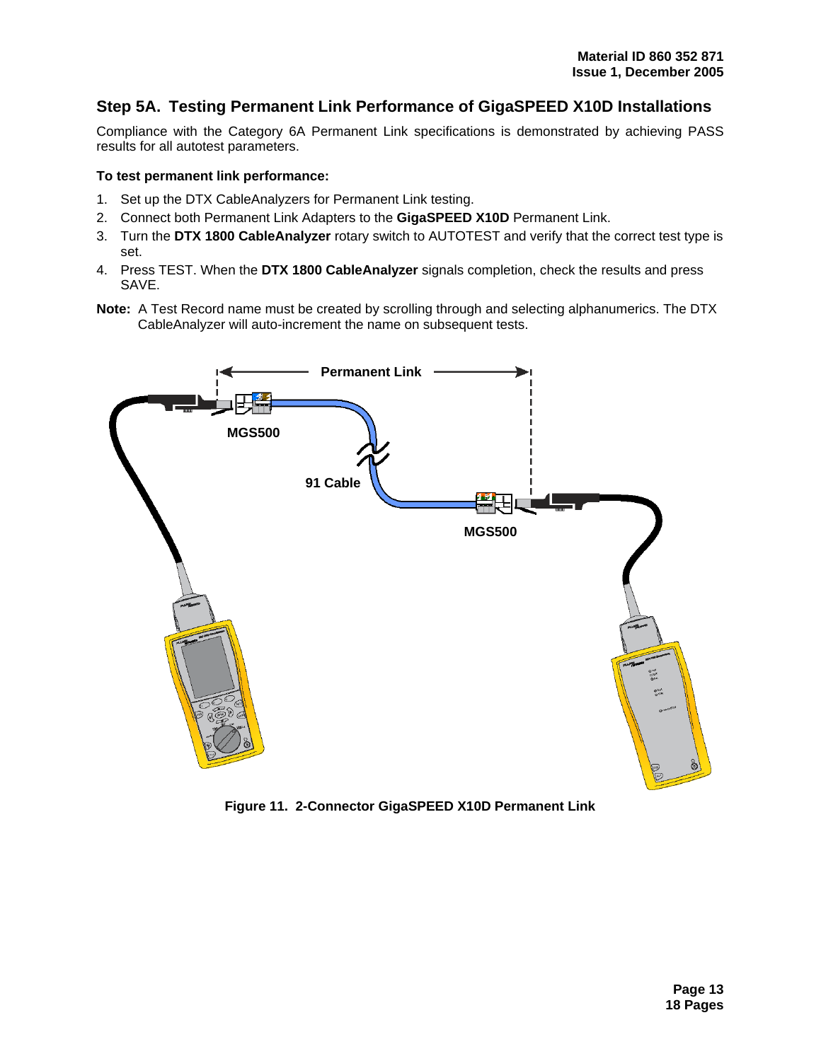## Step 5A. Testing Permanent Link Performance of GigaSPEED X10D Installations

Compliance with the Category 6A Permanent Link specifications is demonstrated by achieving PASS results for all autotest parameters.

**To test permanent link performance:**

1. Set up the DTX CableAnalyzers for Permanent Link testing.
2. Connect both Permanent Link Adapters to the **GigaSPEED X10D** Permanent Link.
3. Turn the **DTX 1800 CableAnalyzer** rotary switch to AUTOTEST and verify that the correct test type is set.
4. Press TEST. When the **DTX 1800 CableAnalyzer** signals completion, check the results and press SAVE.

**Note:** A Test Record name must be created by scrolling through and selecting alphanumerics. The DTX CableAnalyzer will auto-increment the name on subsequent tests.

Permanent Link

MGS500

91 Cable

MGS500

**Figure 11. 2-Connector GigaSPEED X10D Permanent Link**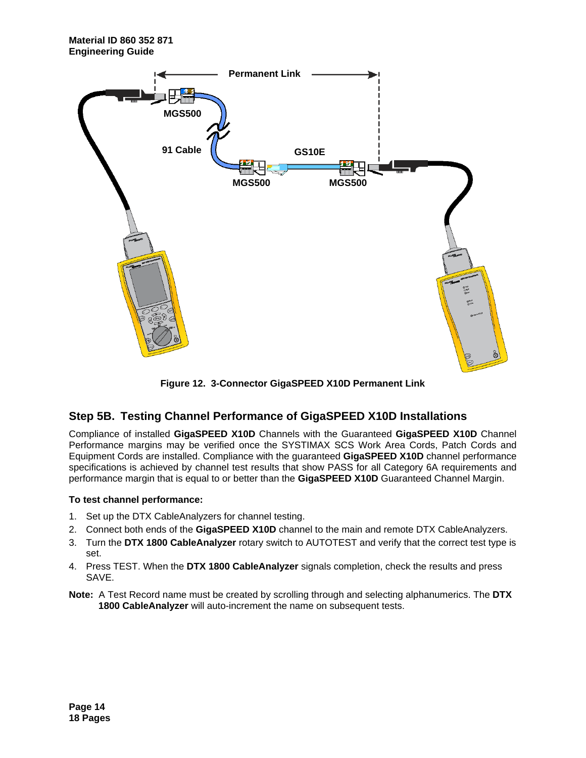Permanent Link

MGS500

91 Cable

GS10E

MGS500

MGS500

Figure 12. 3-Connector GigaSPEED X10D Permanent Link

## Step 5B. Testing Channel Performance of GigaSPEED X10D Installations

Compliance of installed **GigaSPEED X10D** Channels with the Guaranteed **GigaSPEED X10D** Channel Performance margins may be verified once the SYSTIMAX SCS Work Area Cords, Patch Cords and Equipment Cords are installed. Compliance with the guaranteed **GigaSPEED X10D** channel performance specifications is achieved by channel test results that show PASS for all Category 6A requirements and performance margin that is equal to or better than the **GigaSPEED X10D** Guaranteed Channel Margin.

**To test channel performance:**

1. Set up the DTX CableAnalyzers for channel testing.
2. Connect both ends of the **GigaSPEED X10D** channel to the main and remote DTX CableAnalyzers.
3. Turn the **DTX 1800 CableAnalyzer** rotary switch to AUTOTEST and verify that the correct test type is set.
4. Press TEST. When the **DTX 1800 CableAnalyzer** signals completion, check the results and press SAVE.

**Note:** A Test Record name must be created by scrolling through and selecting alphanumerics. The **DTX 1800 CableAnalyzer** will auto-increment the name on subsequent tests.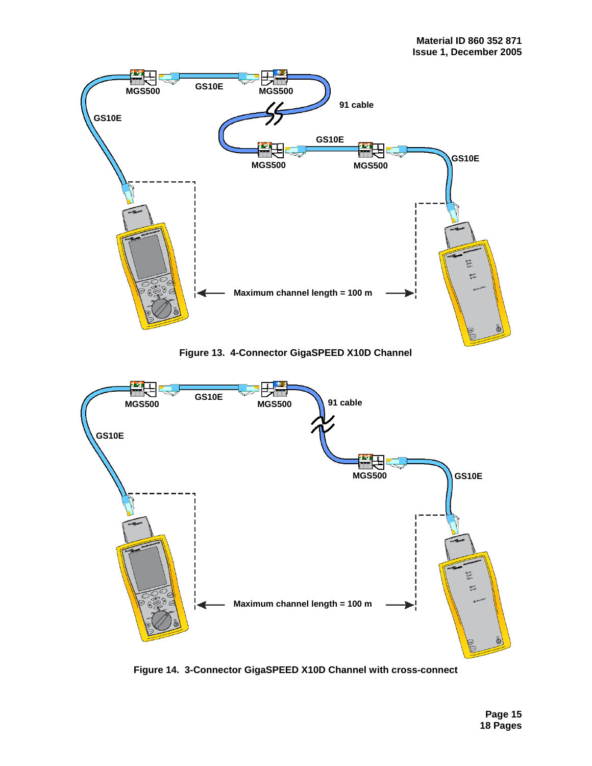Figure 13. 4-Connector GigaSPEED X10D Channel

Figure 14. 3-Connector GigaSPEED X10D Channel with cross-connect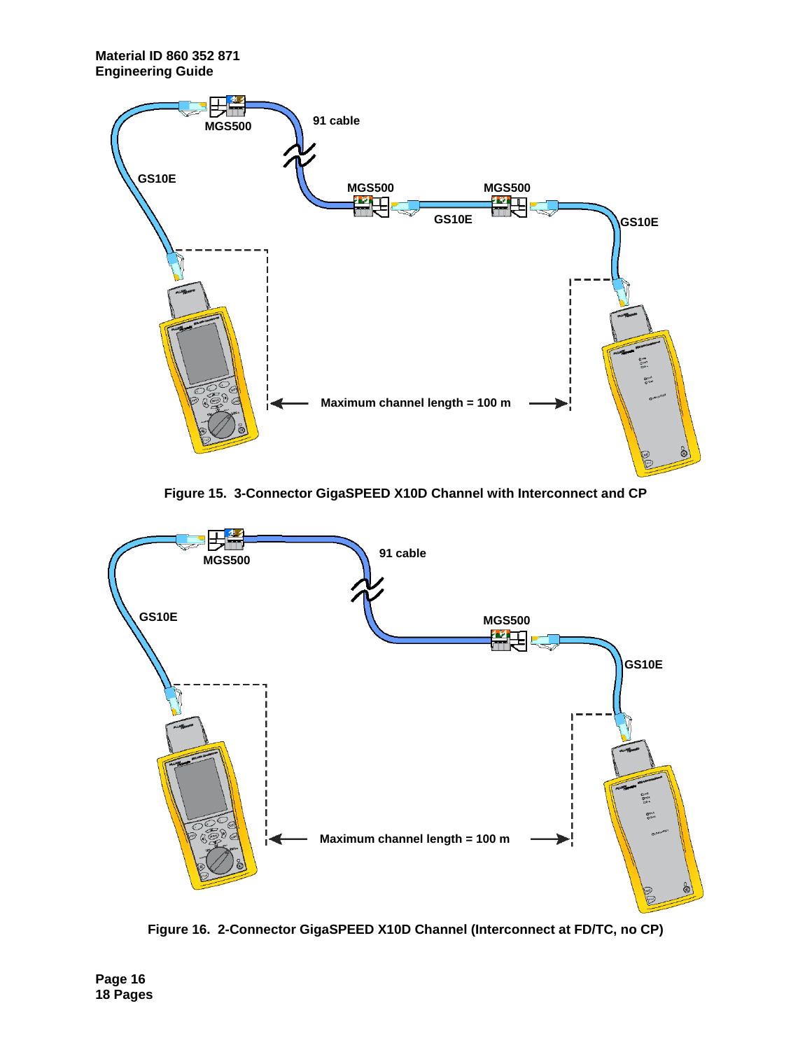MGS500

91 cable

GS10E

MGS500

MGS500

GS10E

GS10E

Maximum channel length = 100 m

Figure 15. 3-Connector GigaSPEED X10D Channel with Interconnect and CP

MGS500

91 cable

GS10E

MGS500

GS10E

Maximum channel length = 100 m

Figure 16. 2-Connector GigaSPEED X10D Channel (Interconnect at FD/TC, no CP)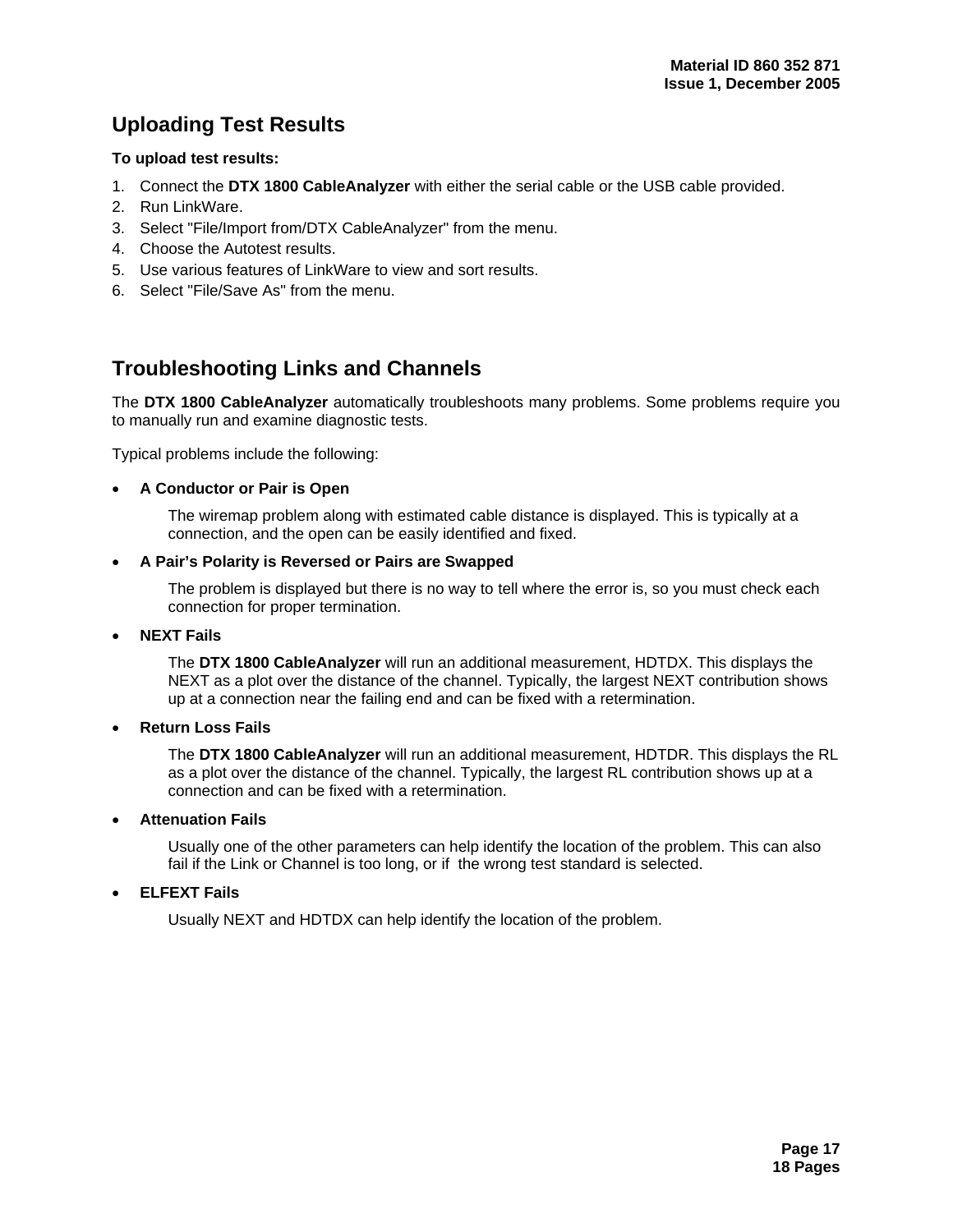## Uploading Test Results

**To upload test results:**

1. Connect the **DTX 1800 CableAnalyzer** with either the serial cable or the USB cable provided.
2. Run LinkWare.
3. Select "File/Import from/DTX CableAnalyzer" from the menu.
4. Choose the Autotest results.
5. Use various features of LinkWare to view and sort results.
6. Select "File/Save As" from the menu.

## Troubleshooting Links and Channels

The **DTX 1800 CableAnalyzer** automatically troubleshoots many problems. Some problems require you to manually run and examine diagnostic tests.

Typical problems include the following:

- **A Conductor or Pair is Open**

  The wiremap problem along with estimated cable distance is displayed. This is typically at a connection, and the open can be easily identified and fixed.

- **A Pair's Polarity is Reversed or Pairs are Swapped**

  The problem is displayed but there is no way to tell where the error is, so you must check each connection for proper termination.

- **NEXT Fails**

  The **DTX 1800 CableAnalyzer** will run an additional measurement, HDTDX. This displays the NEXT as a plot over the distance of the channel. Typically, the largest NEXT contribution shows up at a connection near the failing end and can be fixed with a retermination.

- **Return Loss Fails**

  The **DTX 1800 CableAnalyzer** will run an additional measurement, HDTDR. This displays the RL as a plot over the distance of the channel. Typically, the largest RL contribution shows up at a connection and can be fixed with a retermination.

- **Attenuation Fails**

  Usually one of the other parameters can help identify the location of the problem. This can also fail if the Link or Channel is too long, or if the wrong test standard is selected.

- **ELFEXT Fails**

  Usually NEXT and HDTDX can help identify the location of the problem.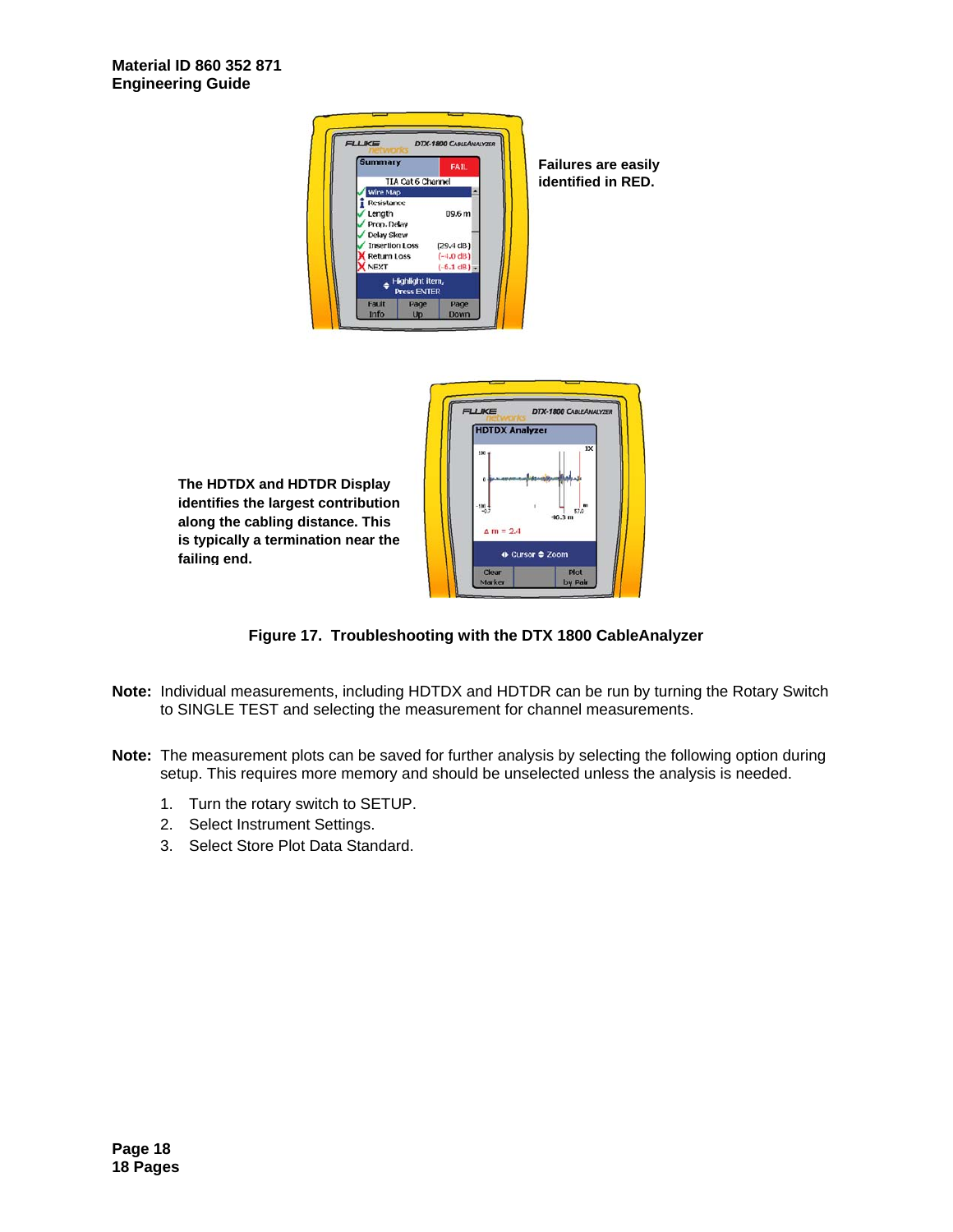Failures are easily identified in RED.

The HDTDX and HDTDR Display identifies the largest contribution along the cabling distance. This is typically a termination near the failing end.

**Figure 17. Troubleshooting with the DTX 1800 CableAnalyzer**

**Note:** Individual measurements, including HDTDX and HDTDR can be run by turning the Rotary Switch to SINGLE TEST and selecting the measurement for channel measurements.

**Note:** The measurement plots can be saved for further analysis by selecting the following option during setup. This requires more memory and should be unselected unless the analysis is needed.

1. Turn the rotary switch to SETUP.
2. Select Instrument Settings.
3. Select Store Plot Data Standard.